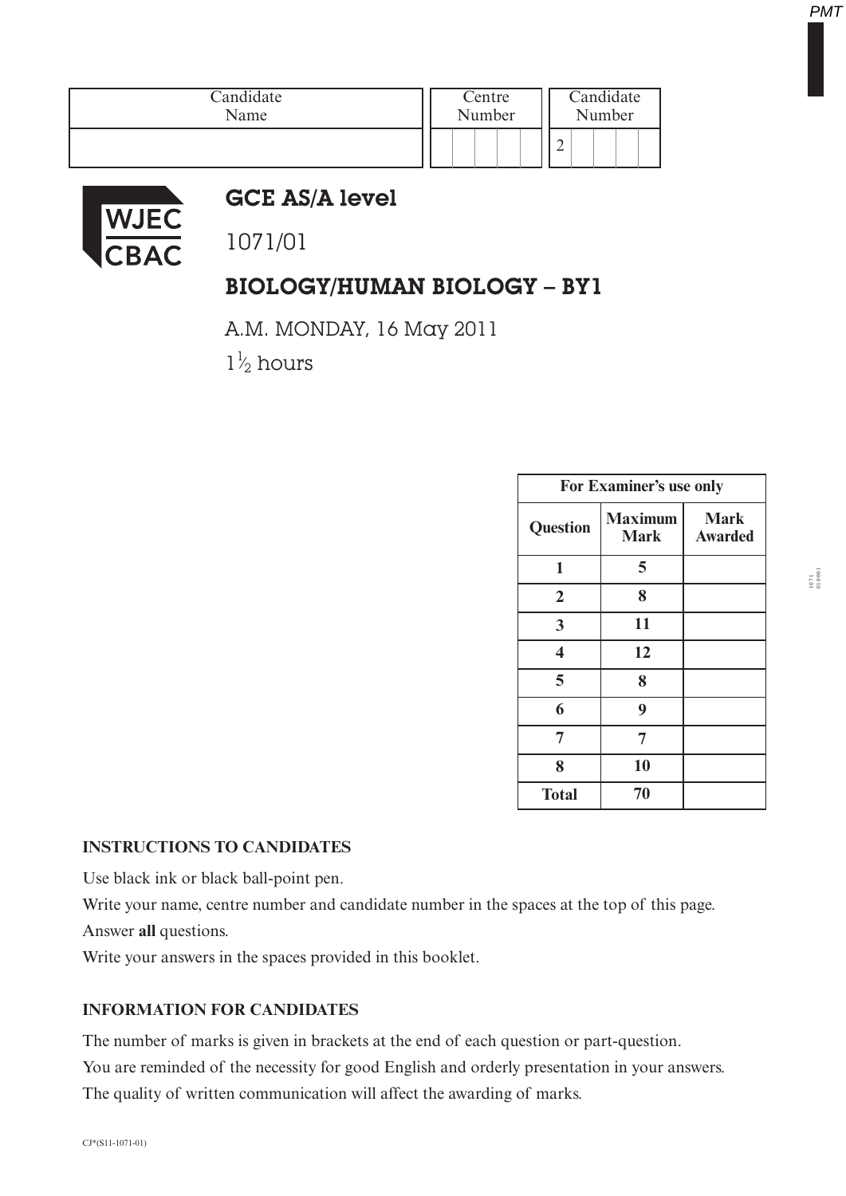| Candidate Name | Centre Number | Candidate Number |
|---|---|---|
| | | 2 |

WJEC CBAC

# GCE AS/A level

1071/01

## BIOLOGY/HUMAN BIOLOGY – BY1

A.M. MONDAY, 16 May 2011

$1\frac{1}{2}$ hours

| For Examiner's use only | | |
|---|---|---|
| **Question** | **Maximum Mark** | **Mark Awarded** |
| **1** | **5** | |
| **2** | **8** | |
| **3** | **11** | |
| **4** | **12** | |
| **5** | **8** | |
| **6** | **9** | |
| **7** | **7** | |
| **8** | **10** | |
| **Total** | **70** | |

### INSTRUCTIONS TO CANDIDATES

Use black ink or black ball-point pen.

Write your name, centre number and candidate number in the spaces at the top of this page.

Answer **all** questions.

Write your answers in the spaces provided in this booklet.

### INFORMATION FOR CANDIDATES

The number of marks is given in brackets at the end of each question or part-question.

You are reminded of the necessity for good English and orderly presentation in your answers.

The quality of written communication will affect the awarding of marks.

CJ*(S11-1071-01)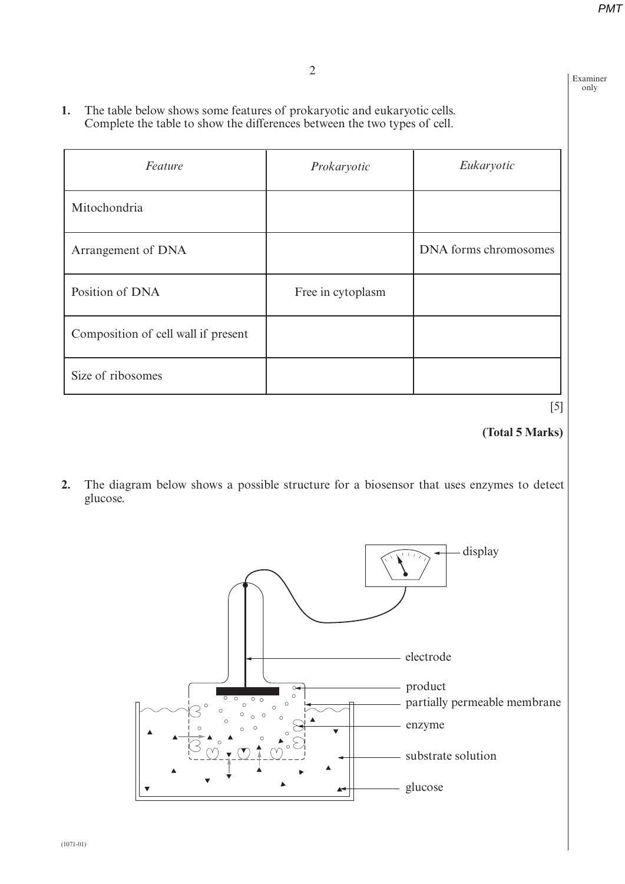**1.** The table below shows some features of prokaryotic and eukaryotic cells. Complete the table to show the differences between the two types of cell.

| *Feature* | *Prokaryotic* | *Eukaryotic* |
| --- | --- | --- |
| Mitochondria | | |
| Arrangement of DNA | | DNA forms chromosomes |
| Position of DNA | Free in cytoplasm | |
| Composition of cell wall if present | | |
| Size of ribosomes | | |

[5]

**(Total 5 Marks)**

**2.** The diagram below shows a possible structure for a biosensor that uses enzymes to detect glucose.

display

electrode

product

partially permeable membrane

enzyme

substrate solution

glucose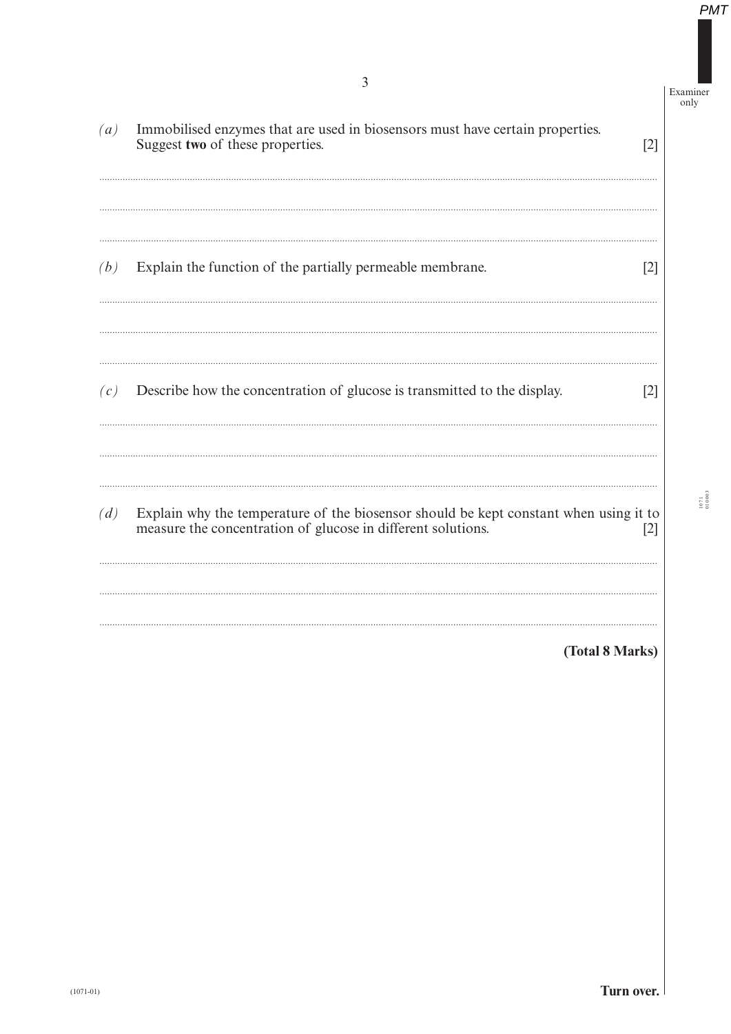*(a)* Immobilised enzymes that are used in biosensors must have certain properties. Suggest **two** of these properties. [2]

.....................................................................................................................................................................

.....................................................................................................................................................................

.....................................................................................................................................................................

*(b)* Explain the function of the partially permeable membrane. [2]

.....................................................................................................................................................................

.....................................................................................................................................................................

.....................................................................................................................................................................

*(c)* Describe how the concentration of glucose is transmitted to the display. [2]

.....................................................................................................................................................................

.....................................................................................................................................................................

.....................................................................................................................................................................

*(d)* Explain why the temperature of the biosensor should be kept constant when using it to measure the concentration of glucose in different solutions. [2]

.....................................................................................................................................................................

.....................................................................................................................................................................

.....................................................................................................................................................................

**(Total 8 Marks)**

**Turn over.**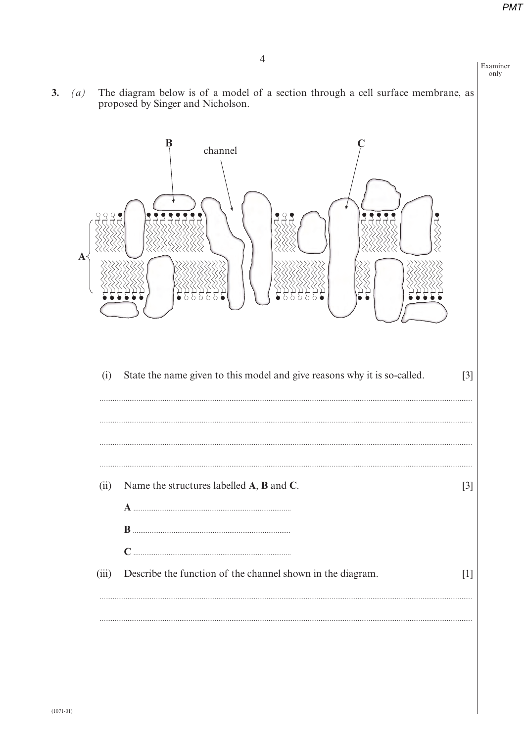3. *(a)* The diagram below is of a model of a section through a cell surface membrane, as proposed by Singer and Nicholson.

(i) State the name given to this model and give reasons why it is so-called. [3]

..................................................................................................................................................

..................................................................................................................................................

..................................................................................................................................................

..................................................................................................................................................

(ii) Name the structures labelled **A**, **B** and **C**. [3]

**A** ....................................................................

**B** ....................................................................

**C** ....................................................................

(iii) Describe the function of the channel shown in the diagram. [1]

..................................................................................................................................................

..................................................................................................................................................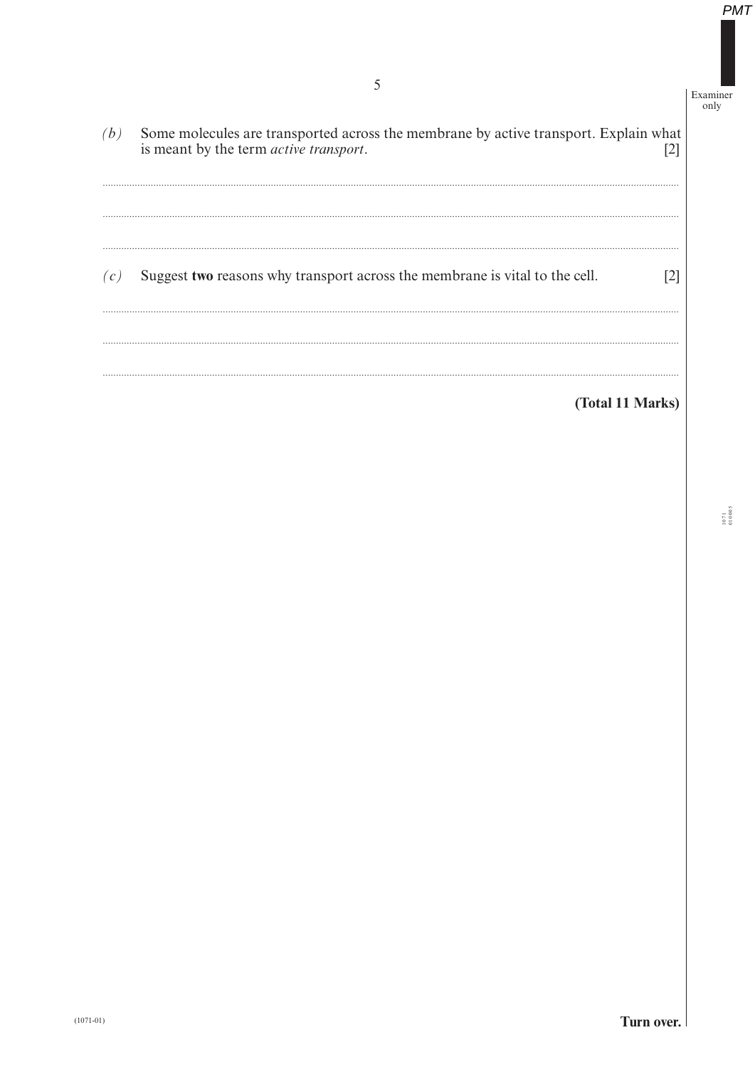*(b)* Some molecules are transported across the membrane by active transport. Explain what is meant by the term *active transport*. [2]

..............................................................................................................................................

..............................................................................................................................................

..............................................................................................................................................

*(c)* Suggest **two** reasons why transport across the membrane is vital to the cell. [2]

..............................................................................................................................................

..............................................................................................................................................

..............................................................................................................................................

**(Total 11 Marks)**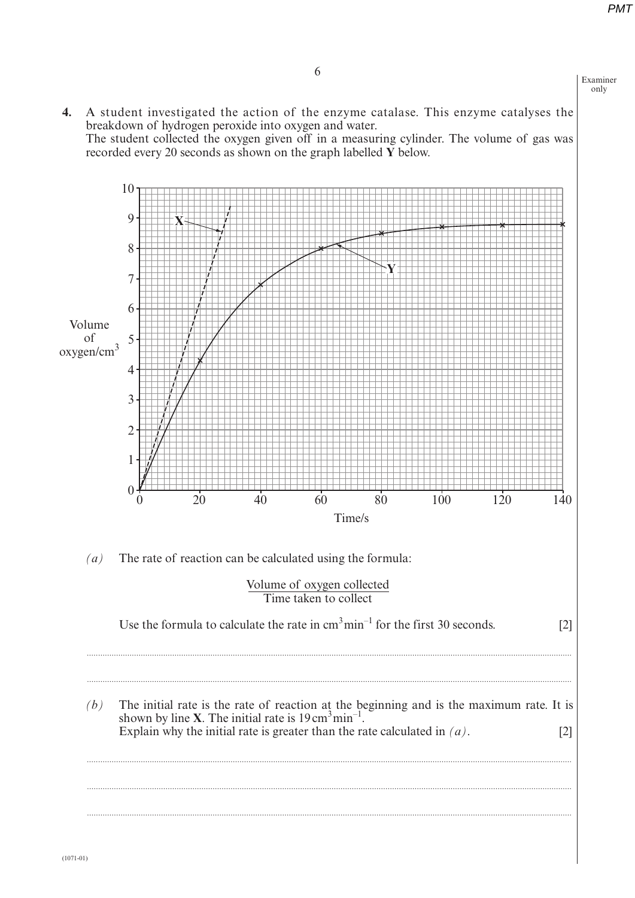**4.** A student investigated the action of the enzyme catalase. This enzyme catalyses the breakdown of hydrogen peroxide into oxygen and water.
The student collected the oxygen given off in a measuring cylinder. The volume of gas was recorded every 20 seconds as shown on the graph labelled **Y** below.

*(a)* The rate of reaction can be calculated using the formula:

$$\frac{\text{Volume of oxygen collected}}{\text{Time taken to collect}}$$

Use the formula to calculate the rate in $cm^3 min^{-1}$ for the first 30 seconds. [2]

..............................................................................................................................................

..............................................................................................................................................

*(b)* The initial rate is the rate of reaction at the beginning and is the maximum rate. It is shown by line **X**. The initial rate is $19 cm^3 min^{-1}$.
Explain why the initial rate is greater than the rate calculated in *(a)*. [2]

..............................................................................................................................................

..............................................................................................................................................

..............................................................................................................................................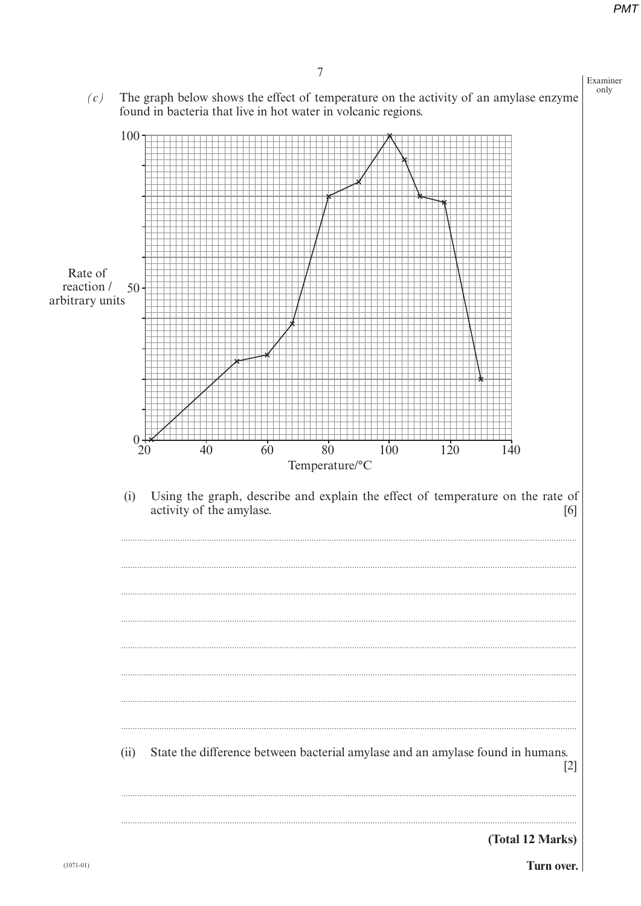*(c)* The graph below shows the effect of temperature on the activity of an amylase enzyme found in bacteria that live in hot water in volcanic regions.

(i) Using the graph, describe and explain the effect of temperature on the rate of activity of the amylase. [6]

..........................................................................................................................................

..........................................................................................................................................

..........................................................................................................................................

..........................................................................................................................................

..........................................................................................................................................

..........................................................................................................................................

..........................................................................................................................................

..........................................................................................................................................

(ii) State the difference between bacterial amylase and an amylase found in humans. [2]

..........................................................................................................................................

..........................................................................................................................................

**(Total 12 Marks)**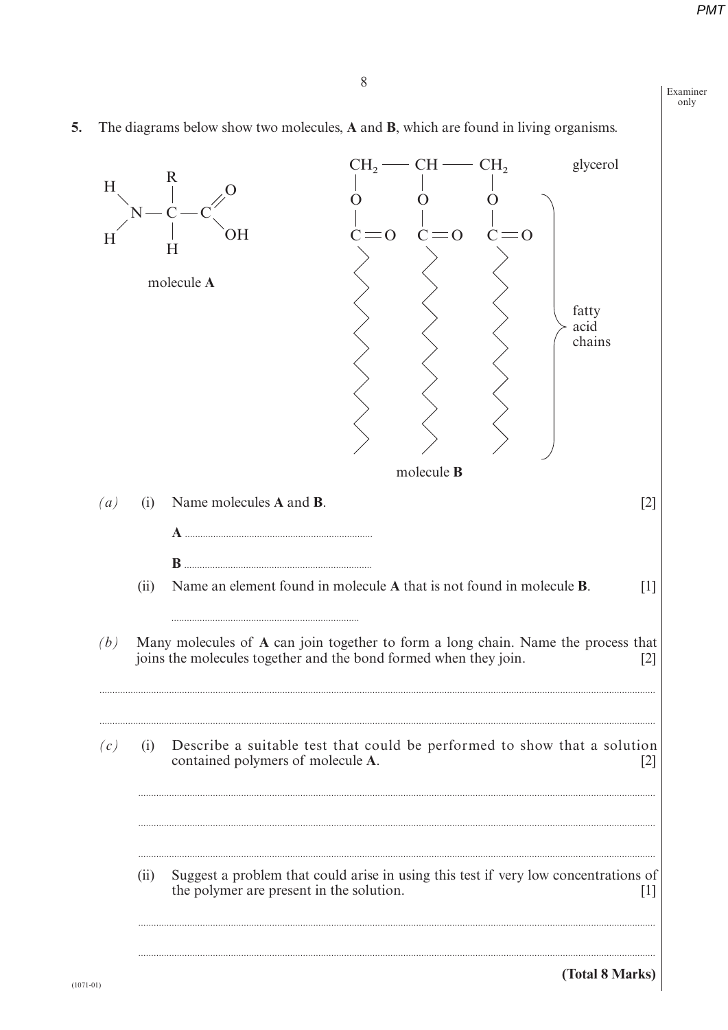**5.** The diagrams below show two molecules, **A** and **B**, which are found in living organisms.

molecule **A**

molecule **B**

glycerol

fatty acid chains

*(a)* (i) Name molecules **A** and **B**. [2]

**A** ..........................................

**B** ..........................................

(ii) Name an element found in molecule **A** that is not found in molecule **B**. [1]

..........................................

*(b)* Many molecules of **A** can join together to form a long chain. Name the process that joins the molecules together and the bond formed when they join. [2]

..........................................

..........................................

*(c)* (i) Describe a suitable test that could be performed to show that a solution contained polymers of molecule **A**. [2]

..........................................

..........................................

..........................................

(ii) Suggest a problem that could arise in using this test if very low concentrations of the polymer are present in the solution. [1]

..........................................

..........................................

**(Total 8 Marks)**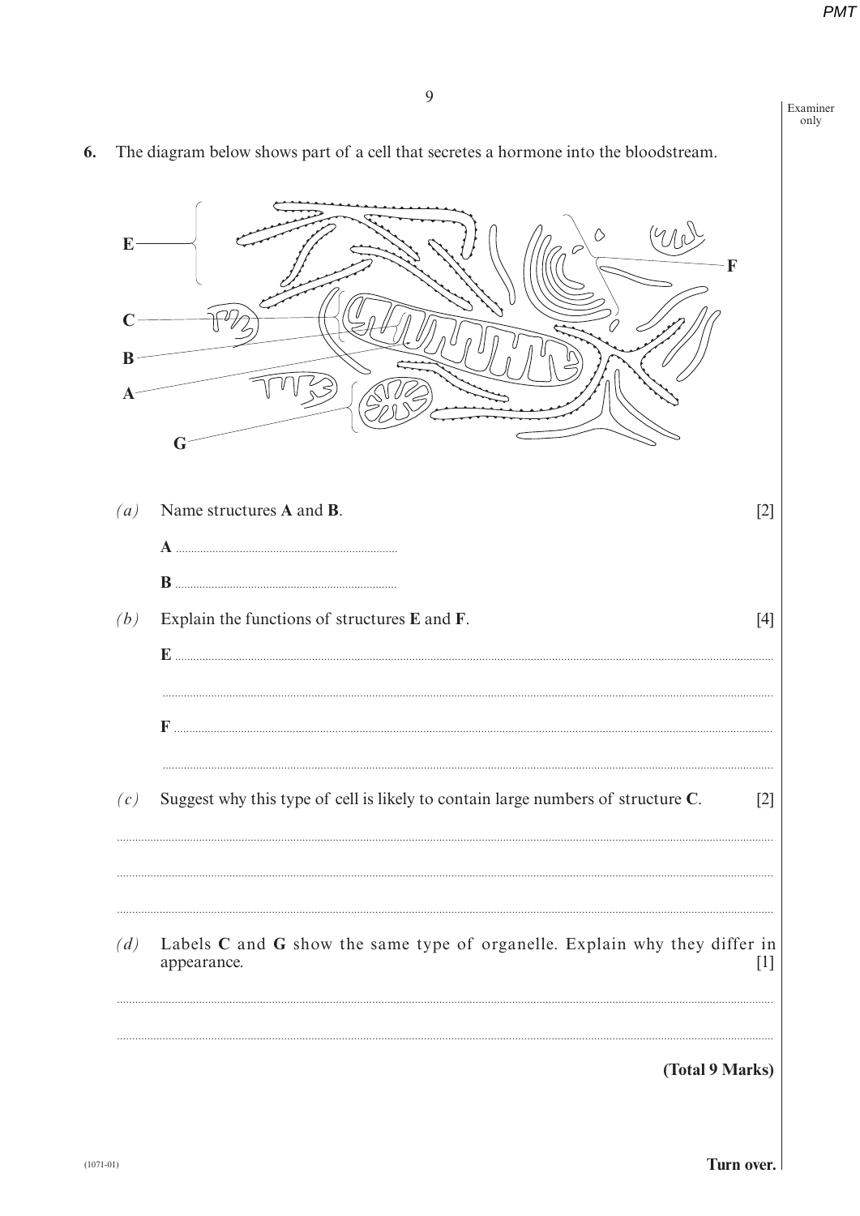**6.** The diagram below shows part of a cell that secretes a hormone into the bloodstream.

*(a)* Name structures **A** and **B**. [2]

**A** ........................................

**B** ........................................

*(b)* Explain the functions of structures **E** and **F**. [4]

**E** ........................................

........................................

**F** ........................................

........................................

*(c)* Suggest why this type of cell is likely to contain large numbers of structure **C**. [2]

........................................

........................................

........................................

*(d)* Labels **C** and **G** show the same type of organelle. Explain why they differ in appearance. [1]

........................................

........................................

**(Total 9 Marks)**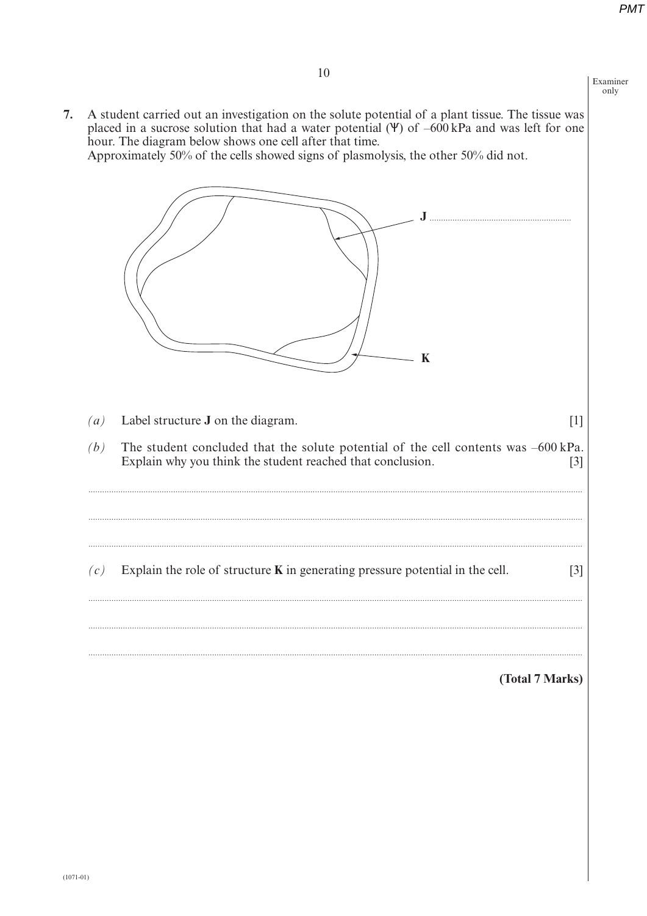**7.** A student carried out an investigation on the solute potential of a plant tissue. The tissue was placed in a sucrose solution that had a water potential (Ψ) of –600 kPa and was left for one hour. The diagram below shows one cell after that time.
Approximately 50% of the cells showed signs of plasmolysis, the other 50% did not.

J ..............................................................

K

*(a)* Label structure **J** on the diagram. [1]

*(b)* The student concluded that the solute potential of the cell contents was –600 kPa. Explain why you think the student reached that conclusion. [3]

.......................................................................................................................................................................................................

.......................................................................................................................................................................................................

.......................................................................................................................................................................................................

*(c)* Explain the role of structure **K** in generating pressure potential in the cell. [3]

.......................................................................................................................................................................................................

.......................................................................................................................................................................................................

.......................................................................................................................................................................................................

**(Total 7 Marks)**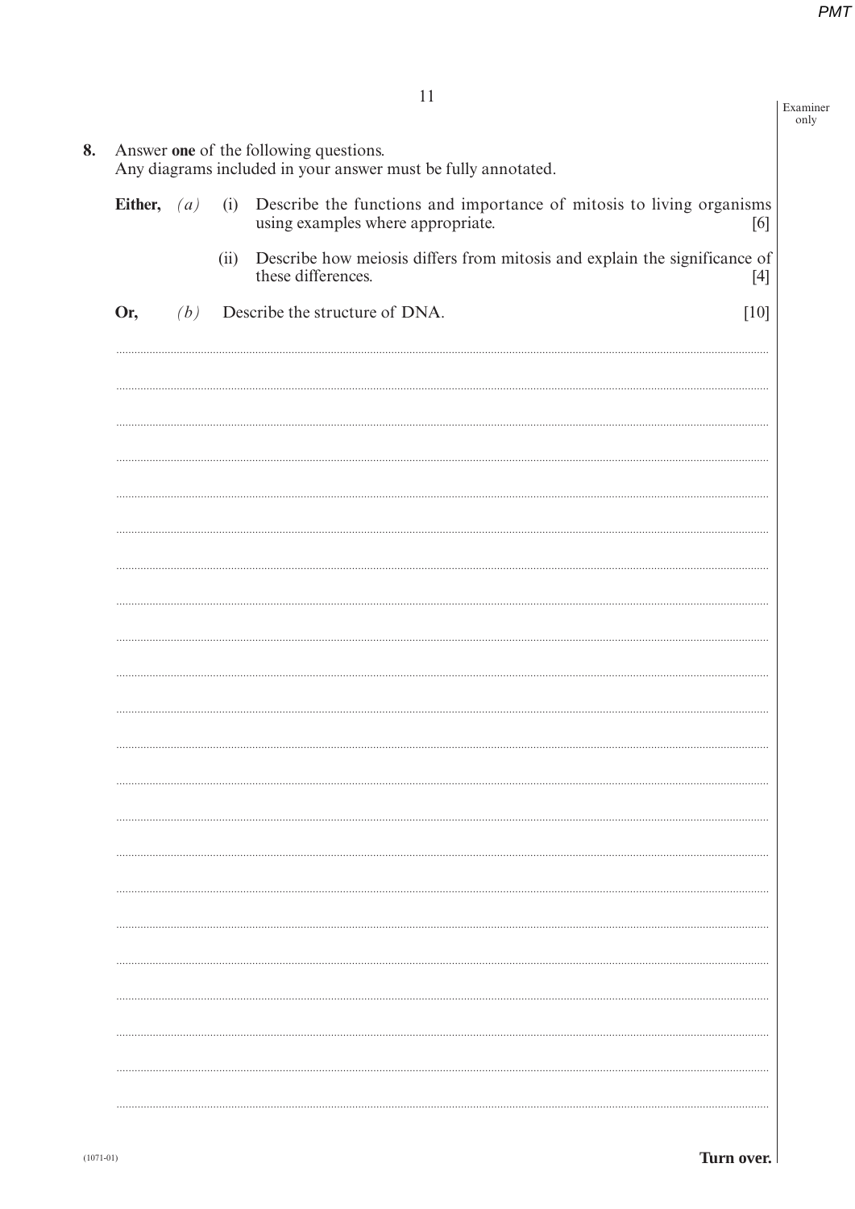**8.** Answer **one** of the following questions.
Any diagrams included in your answer must be fully annotated.

**Either,** *(a)* (i) Describe the functions and importance of mitosis to living organisms using examples where appropriate. [6]

(ii) Describe how meiosis differs from mitosis and explain the significance of these differences. [4]

**Or,** *(b)* Describe the structure of DNA. [10]

**Turn over.**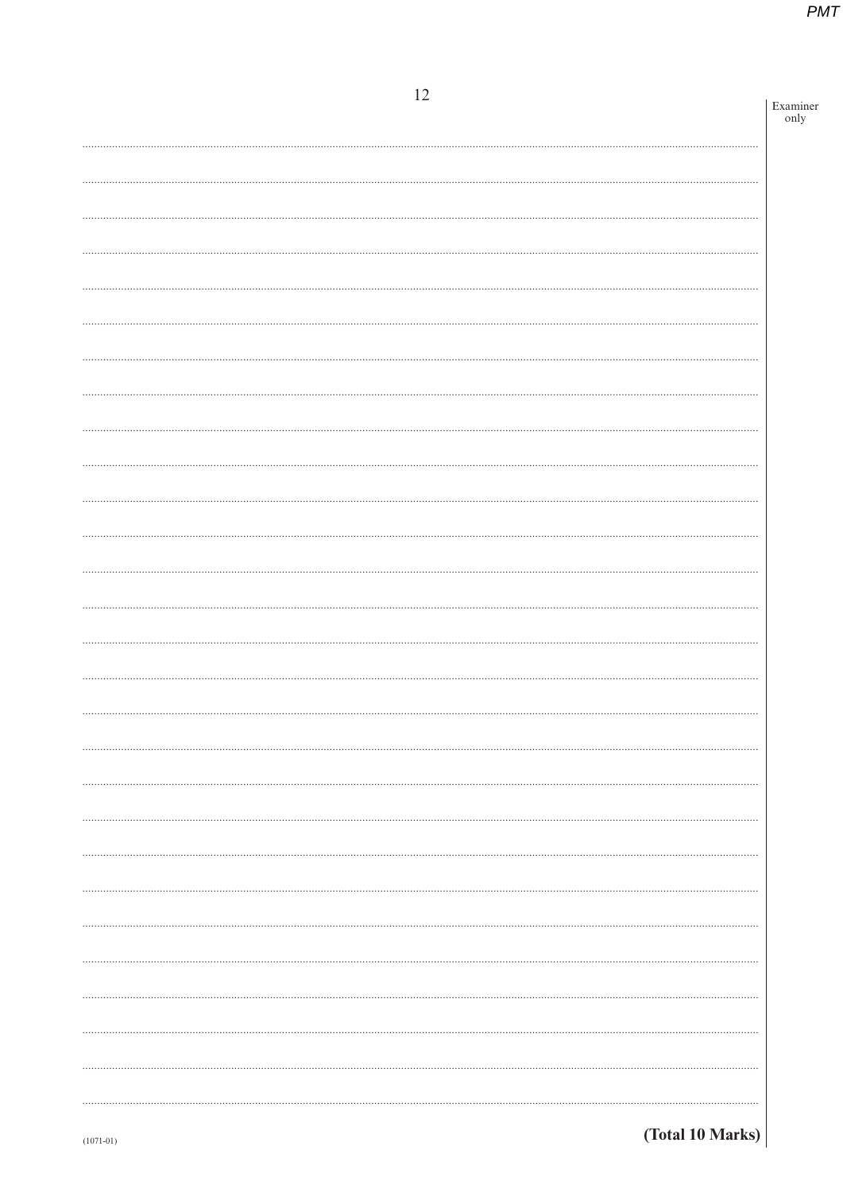(Total 10 Marks)